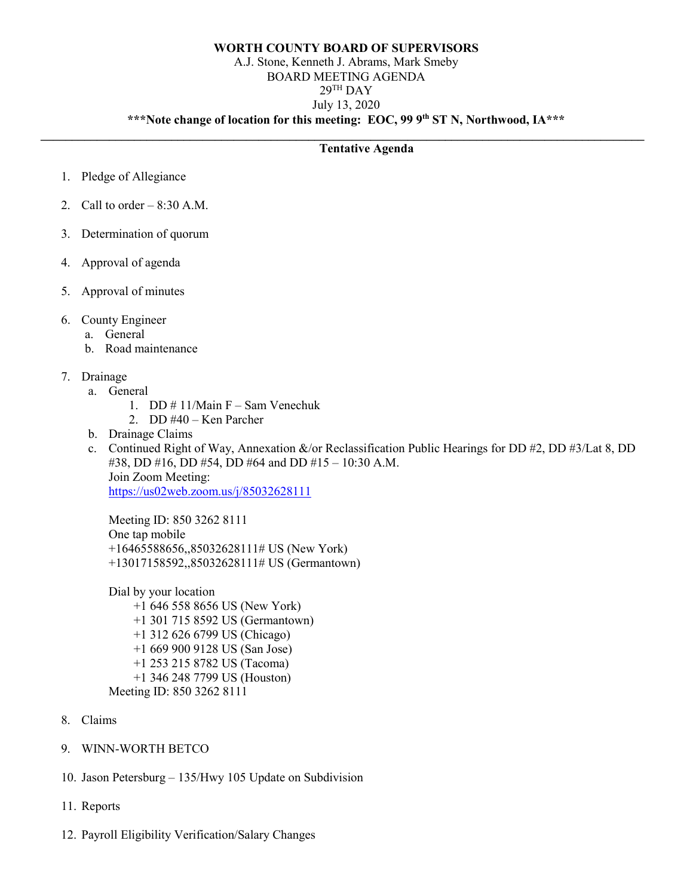**WORTH COUNTY BOARD OF SUPERVISORS**

A.J. Stone, Kenneth J. Abrams, Mark Smeby

BOARD MEETING AGENDA

29TH DAY

July 13, 2020

**\*\*\*Note change of location for this meeting: EOC, 99 9th ST N, Northwood, IA\*\*\***

---

**Tentative Agenda**

1. Pledge of Allegiance
2. Call to order – 8:30 A.M.
3. Determination of quorum
4. Approval of agenda
5. Approval of minutes
6. County Engineer
   a. General
   b. Road maintenance
7. Drainage
   a. General
      1. DD # 11/Main F – Sam Venechuk
      2. DD #40 – Ken Parcher
   b. Drainage Claims
   c. Continued Right of Way, Annexation &/or Reclassification Public Hearings for DD #2, DD #3/Lat 8, DD #38, DD #16, DD #54, DD #64 and DD #15 – 10:30 A.M.
      Join Zoom Meeting:
      https://us02web.zoom.us/j/85032628111

      Meeting ID: 850 3262 8111
      One tap mobile
      +16465588656,,85032628111# US (New York)
      +13017158592,,85032628111# US (Germantown)

      Dial by your location
      +1 646 558 8656 US (New York)
      +1 301 715 8592 US (Germantown)
      +1 312 626 6799 US (Chicago)
      +1 669 900 9128 US (San Jose)
      +1 253 215 8782 US (Tacoma)
      +1 346 248 7799 US (Houston)
      Meeting ID: 850 3262 8111
8. Claims
9. WINN-WORTH BETCO
10. Jason Petersburg – 135/Hwy 105 Update on Subdivision
11. Reports
12. Payroll Eligibility Verification/Salary Changes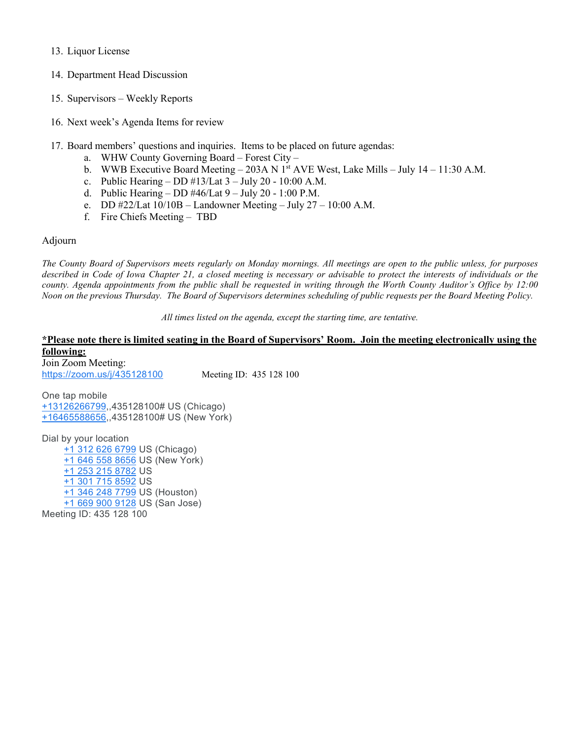13. Liquor License

14. Department Head Discussion

15. Supervisors – Weekly Reports

16. Next week's Agenda Items for review

17. Board members' questions and inquiries. Items to be placed on future agendas:
    a. WHW County Governing Board – Forest City –
    b. WWB Executive Board Meeting – 203A N 1st AVE West, Lake Mills – July 14 – 11:30 A.M.
    c. Public Hearing – DD #13/Lat 3 – July 20 - 10:00 A.M.
    d. Public Hearing – DD #46/Lat 9 – July 20 - 1:00 P.M.
    e. DD #22/Lat 10/10B – Landowner Meeting – July 27 – 10:00 A.M.
    f. Fire Chiefs Meeting – TBD

Adjourn

*The County Board of Supervisors meets regularly on Monday mornings. All meetings are open to the public unless, for purposes described in Code of Iowa Chapter 21, a closed meeting is necessary or advisable to protect the interests of individuals or the county. Agenda appointments from the public shall be requested in writing through the Worth County Auditor's Office by 12:00 Noon on the previous Thursday. The Board of Supervisors determines scheduling of public requests per the Board Meeting Policy.*

*All times listed on the agenda, except the starting time, are tentative.*

**\*Please note there is limited seating in the Board of Supervisors' Room. Join the meeting electronically using the following:**

Join Zoom Meeting:
https://zoom.us/j/435128100 Meeting ID: 435 128 100

One tap mobile
+13126266799,,435128100# US (Chicago)
+16465588656,,435128100# US (New York)

Dial by your location
+1 312 626 6799 US (Chicago)
+1 646 558 8656 US (New York)
+1 253 215 8782 US
+1 301 715 8592 US
+1 346 248 7799 US (Houston)
+1 669 900 9128 US (San Jose)
Meeting ID: 435 128 100